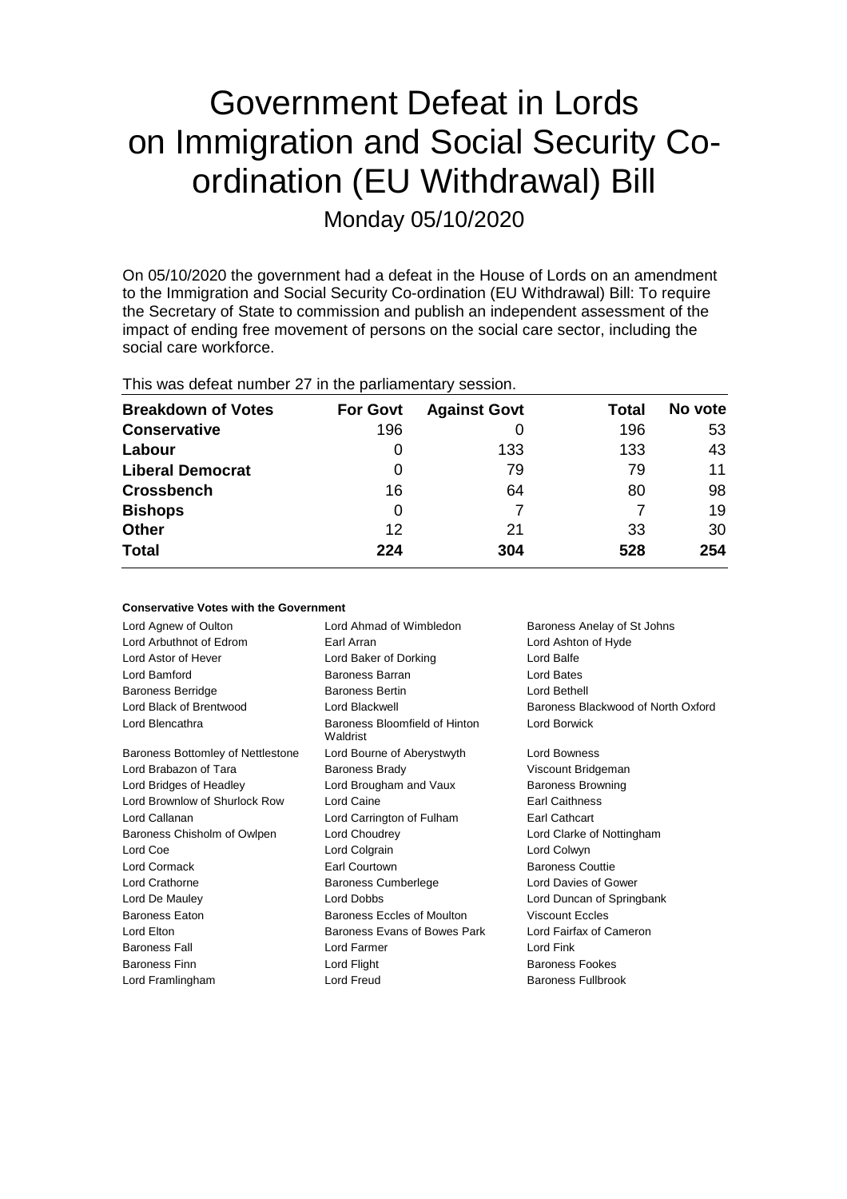# Government Defeat in Lords on Immigration and Social Security Co-ordination (EU Withdrawal) Bill

Monday 05/10/2020

On 05/10/2020 the government had a defeat in the House of Lords on an amendment to the Immigration and Social Security Co-ordination (EU Withdrawal) Bill: To require the Secretary of State to commission and publish an independent assessment of the impact of ending free movement of persons on the social care sector, including the social care workforce.

This was defeat number 27 in the parliamentary session.

| Breakdown of Votes | For Govt | Against Govt | Total | No vote |
|---|---|---|---|---|
| **Conservative** | 196 | 0 | 196 | 53 |
| **Labour** | 0 | 133 | 133 | 43 |
| **Liberal Democrat** | 0 | 79 | 79 | 11 |
| **Crossbench** | 16 | 64 | 80 | 98 |
| **Bishops** | 0 | 7 | 7 | 19 |
| **Other** | 12 | 21 | 33 | 30 |
| **Total** | **224** | **304** | **528** | **254** |

### Conservative Votes with the Government

| | | |
|---|---|---|
| Lord Agnew of Oulton | Lord Ahmad of Wimbledon | Baroness Anelay of St Johns |
| Lord Arbuthnot of Edrom | Earl Arran | Lord Ashton of Hyde |
| Lord Astor of Hever | Lord Baker of Dorking | Lord Balfe |
| Lord Bamford | Baroness Barran | Lord Bates |
| Baroness Berridge | Baroness Bertin | Lord Bethell |
| Lord Black of Brentwood | Lord Blackwell | Baroness Blackwood of North Oxford |
| Lord Blencathra | Baroness Bloomfield of Hinton Waldrist | Lord Borwick |
| Baroness Bottomley of Nettlestone | Lord Bourne of Aberystwyth | Lord Bowness |
| Lord Brabazon of Tara | Baroness Brady | Viscount Bridgeman |
| Lord Bridges of Headley | Lord Brougham and Vaux | Baroness Browning |
| Lord Brownlow of Shurlock Row | Lord Caine | Earl Caithness |
| Lord Callanan | Lord Carrington of Fulham | Earl Cathcart |
| Baroness Chisholm of Owlpen | Lord Choudrey | Lord Clarke of Nottingham |
| Lord Coe | Lord Colgrain | Lord Colwyn |
| Lord Cormack | Earl Courtown | Baroness Couttie |
| Lord Crathorne | Baroness Cumberlege | Lord Davies of Gower |
| Lord De Mauley | Lord Dobbs | Lord Duncan of Springbank |
| Baroness Eaton | Baroness Eccles of Moulton | Viscount Eccles |
| Lord Elton | Baroness Evans of Bowes Park | Lord Fairfax of Cameron |
| Baroness Fall | Lord Farmer | Lord Fink |
| Baroness Finn | Lord Flight | Baroness Fookes |
| Lord Framlingham | Lord Freud | Baroness Fullbrook |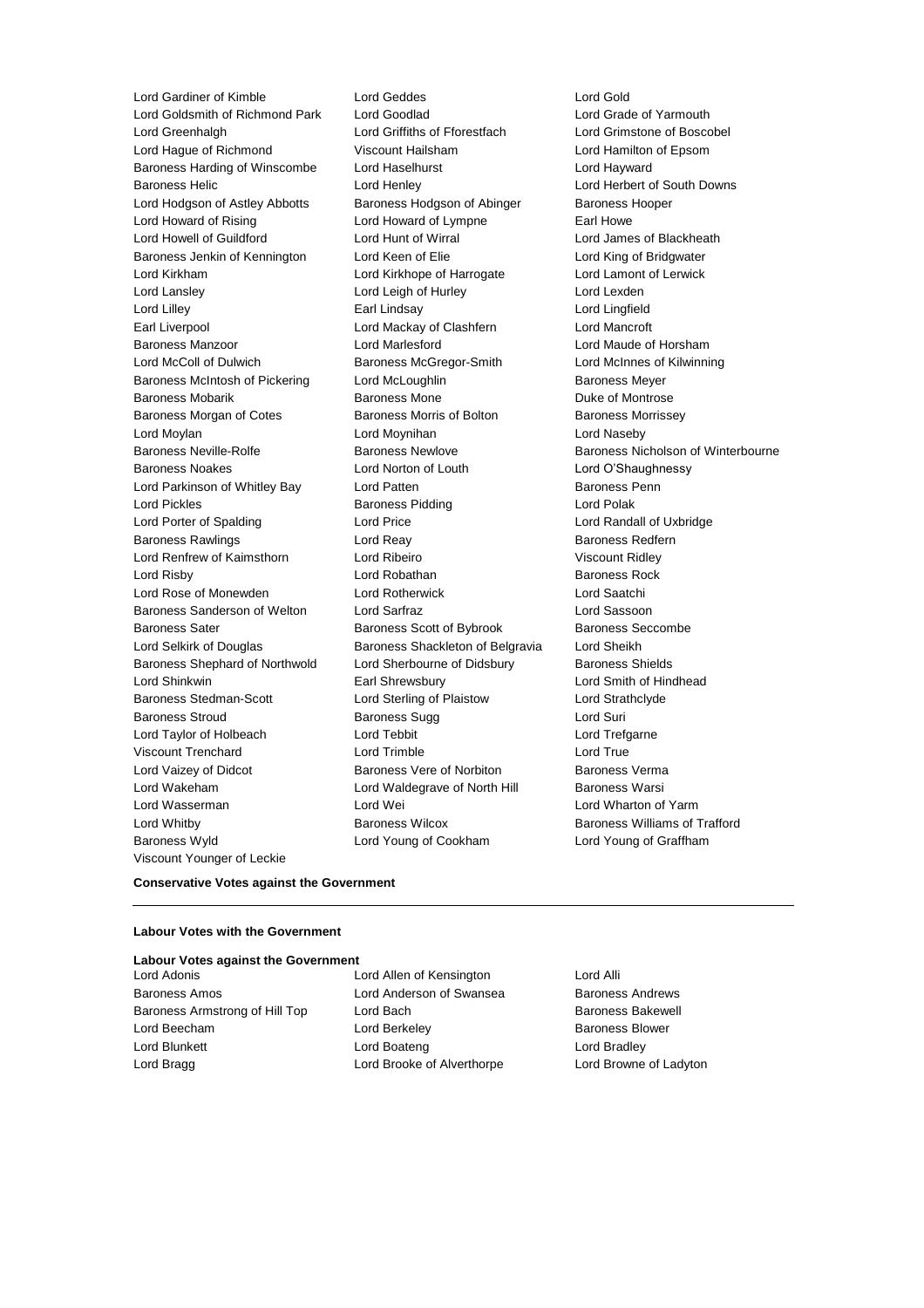Lord Gardiner of Kimble
Lord Geddes
Lord Gold
Lord Goldsmith of Richmond Park
Lord Goodlad
Lord Grade of Yarmouth
Lord Greenhalgh
Lord Griffiths of Fforestfach
Lord Grimstone of Boscobel
Lord Hague of Richmond
Viscount Hailsham
Lord Hamilton of Epsom
Baroness Harding of Winscombe
Lord Haselhurst
Lord Hayward
Baroness Helic
Lord Henley
Lord Herbert of South Downs
Lord Hodgson of Astley Abbotts
Baroness Hodgson of Abinger
Baroness Hooper
Lord Howard of Rising
Lord Howard of Lympne
Earl Howe
Lord Howell of Guildford
Lord Hunt of Wirral
Lord James of Blackheath
Baroness Jenkin of Kennington
Lord Keen of Elie
Lord King of Bridgwater
Lord Kirkham
Lord Kirkhope of Harrogate
Lord Lamont of Lerwick
Lord Lansley
Lord Leigh of Hurley
Lord Lexden
Lord Lilley
Earl Lindsay
Lord Lingfield
Earl Liverpool
Lord Mackay of Clashfern
Lord Mancroft
Baroness Manzoor
Lord Marlesford
Lord Maude of Horsham
Lord McColl of Dulwich
Baroness McGregor-Smith
Lord McInnes of Kilwinning
Baroness McIntosh of Pickering
Lord McLoughlin
Baroness Meyer
Baroness Mobarik
Baroness Mone
Duke of Montrose
Baroness Morgan of Cotes
Baroness Morris of Bolton
Baroness Morrissey
Lord Moylan
Lord Moynihan
Lord Naseby
Baroness Neville-Rolfe
Baroness Newlove
Baroness Nicholson of Winterbourne
Baroness Noakes
Lord Norton of Louth
Lord O'Shaughnessy
Lord Parkinson of Whitley Bay
Lord Patten
Baroness Penn
Lord Pickles
Baroness Pidding
Lord Polak
Lord Porter of Spalding
Lord Price
Lord Randall of Uxbridge
Baroness Rawlings
Lord Reay
Baroness Redfern
Lord Renfrew of Kaimsthorn
Lord Ribeiro
Viscount Ridley
Lord Risby
Lord Robathan
Baroness Rock
Lord Rose of Monewden
Lord Rotherwick
Lord Saatchi
Baroness Sanderson of Welton
Lord Sarfraz
Lord Sassoon
Baroness Sater
Baroness Scott of Bybrook
Baroness Seccombe
Lord Selkirk of Douglas
Baroness Shackleton of Belgravia
Lord Sheikh
Baroness Shephard of Northwold
Lord Sherbourne of Didsbury
Baroness Shields
Lord Shinkwin
Earl Shrewsbury
Lord Smith of Hindhead
Baroness Stedman-Scott
Lord Sterling of Plaistow
Lord Strathclyde
Baroness Stroud
Baroness Sugg
Lord Suri
Lord Taylor of Holbeach
Lord Tebbit
Lord Trefgarne
Viscount Trenchard
Lord Trimble
Lord True
Lord Vaizey of Didcot
Baroness Vere of Norbiton
Baroness Verma
Lord Wakeham
Lord Waldegrave of North Hill
Baroness Warsi
Lord Wasserman
Lord Wei
Lord Wharton of Yarm
Lord Whitby
Baroness Wilcox
Baroness Williams of Trafford
Baroness Wyld
Lord Young of Cookham
Lord Young of Graffham
Viscount Younger of Leckie

**Conservative Votes against the Government**

---

**Labour Votes with the Government**

**Labour Votes against the Government**

Lord Adonis
Lord Allen of Kensington
Lord Alli
Baroness Amos
Lord Anderson of Swansea
Baroness Andrews
Baroness Armstrong of Hill Top
Lord Bach
Baroness Bakewell
Lord Beecham
Lord Berkeley
Baroness Blower
Lord Blunkett
Lord Boateng
Lord Bradley
Lord Bragg
Lord Brooke of Alverthorpe
Lord Browne of Ladyton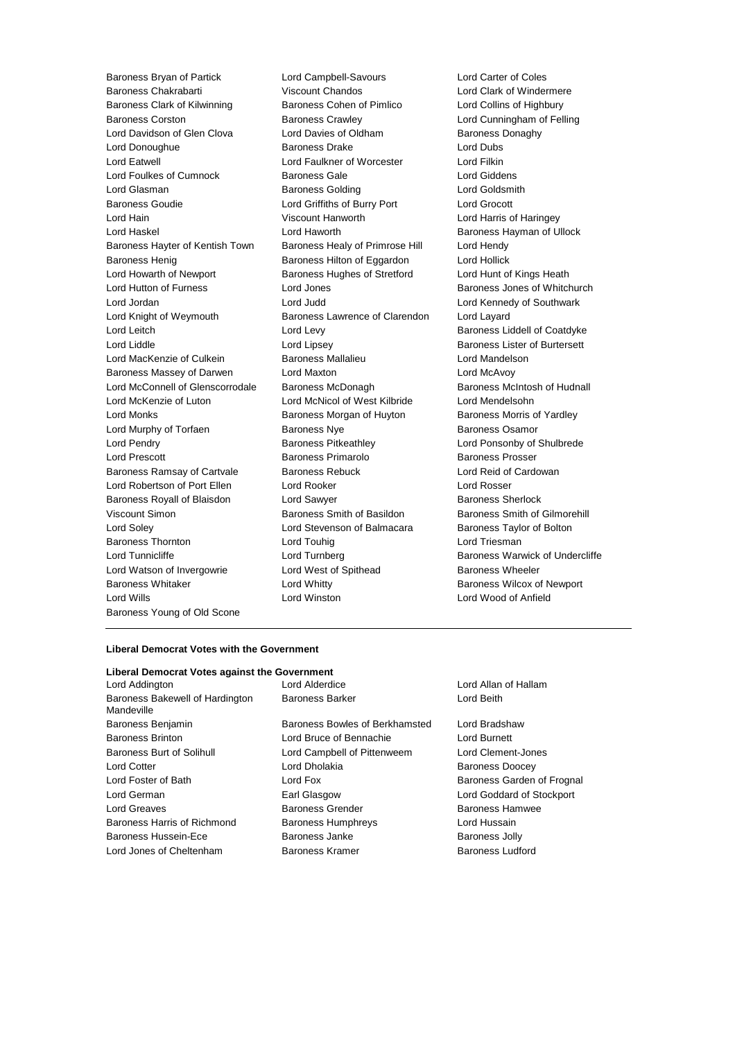Baroness Bryan of Partick
Lord Campbell-Savours
Lord Carter of Coles
Baroness Chakrabarti
Viscount Chandos
Lord Clark of Windermere
Baroness Clark of Kilwinning
Baroness Cohen of Pimlico
Lord Collins of Highbury
Baroness Corston
Baroness Crawley
Lord Cunningham of Felling
Lord Davidson of Glen Clova
Lord Davies of Oldham
Baroness Donaghy
Lord Donoughue
Baroness Drake
Lord Dubs
Lord Eatwell
Lord Faulkner of Worcester
Lord Filkin
Lord Foulkes of Cumnock
Baroness Gale
Lord Giddens
Lord Glasman
Baroness Golding
Lord Goldsmith
Baroness Goudie
Lord Griffiths of Burry Port
Lord Grocott
Lord Hain
Viscount Hanworth
Lord Harris of Haringey
Lord Haskel
Lord Haworth
Baroness Hayman of Ullock
Baroness Hayter of Kentish Town
Baroness Healy of Primrose Hill
Lord Hendy
Baroness Henig
Baroness Hilton of Eggardon
Lord Hollick
Lord Howarth of Newport
Baroness Hughes of Stretford
Lord Hunt of Kings Heath
Lord Hutton of Furness
Lord Jones
Baroness Jones of Whitchurch
Lord Jordan
Lord Judd
Lord Kennedy of Southwark
Lord Knight of Weymouth
Baroness Lawrence of Clarendon
Lord Layard
Lord Leitch
Lord Levy
Baroness Liddell of Coatdyke
Lord Liddle
Lord Lipsey
Baroness Lister of Burtersett
Lord MacKenzie of Culkein
Baroness Mallalieu
Lord Mandelson
Baroness Massey of Darwen
Lord Maxton
Lord McAvoy
Lord McConnell of Glenscorrodale
Baroness McDonagh
Baroness McIntosh of Hudnall
Lord McKenzie of Luton
Lord McNicol of West Kilbride
Lord Mendelsohn
Lord Monks
Baroness Morgan of Huyton
Baroness Morris of Yardley
Lord Murphy of Torfaen
Baroness Nye
Baroness Osamor
Lord Pendry
Baroness Pitkeathley
Lord Ponsonby of Shulbrede
Lord Prescott
Baroness Primarolo
Baroness Prosser
Baroness Ramsay of Cartvale
Baroness Rebuck
Lord Reid of Cardowan
Lord Robertson of Port Ellen
Lord Rooker
Lord Rosser
Baroness Royall of Blaisdon
Lord Sawyer
Baroness Sherlock
Viscount Simon
Baroness Smith of Basildon
Baroness Smith of Gilmorehill
Lord Soley
Lord Stevenson of Balmacara
Baroness Taylor of Bolton
Baroness Thornton
Lord Touhig
Lord Triesman
Lord Tunnicliffe
Lord Turnberg
Baroness Warwick of Undercliffe
Lord Watson of Invergowrie
Lord West of Spithead
Baroness Wheeler
Baroness Whitaker
Lord Whitty
Baroness Wilcox of Newport
Lord Wills
Lord Winston
Lord Wood of Anfield
Baroness Young of Old Scone

---

**Liberal Democrat Votes with the Government**

**Liberal Democrat Votes against the Government**

Lord Addington
Lord Alderdice
Lord Allan of Hallam
Baroness Bakewell of Hardington Mandeville
Baroness Barker
Lord Beith
Baroness Benjamin
Baroness Bowles of Berkhamsted
Lord Bradshaw
Baroness Brinton
Lord Bruce of Bennachie
Lord Burnett
Baroness Burt of Solihull
Lord Campbell of Pittenweem
Lord Clement-Jones
Lord Cotter
Lord Dholakia
Baroness Doocey
Lord Foster of Bath
Lord Fox
Baroness Garden of Frognal
Lord German
Earl Glasgow
Lord Goddard of Stockport
Lord Greaves
Baroness Grender
Baroness Hamwee
Baroness Harris of Richmond
Baroness Humphreys
Lord Hussain
Baroness Hussein-Ece
Baroness Janke
Baroness Jolly
Lord Jones of Cheltenham
Baroness Kramer
Baroness Ludford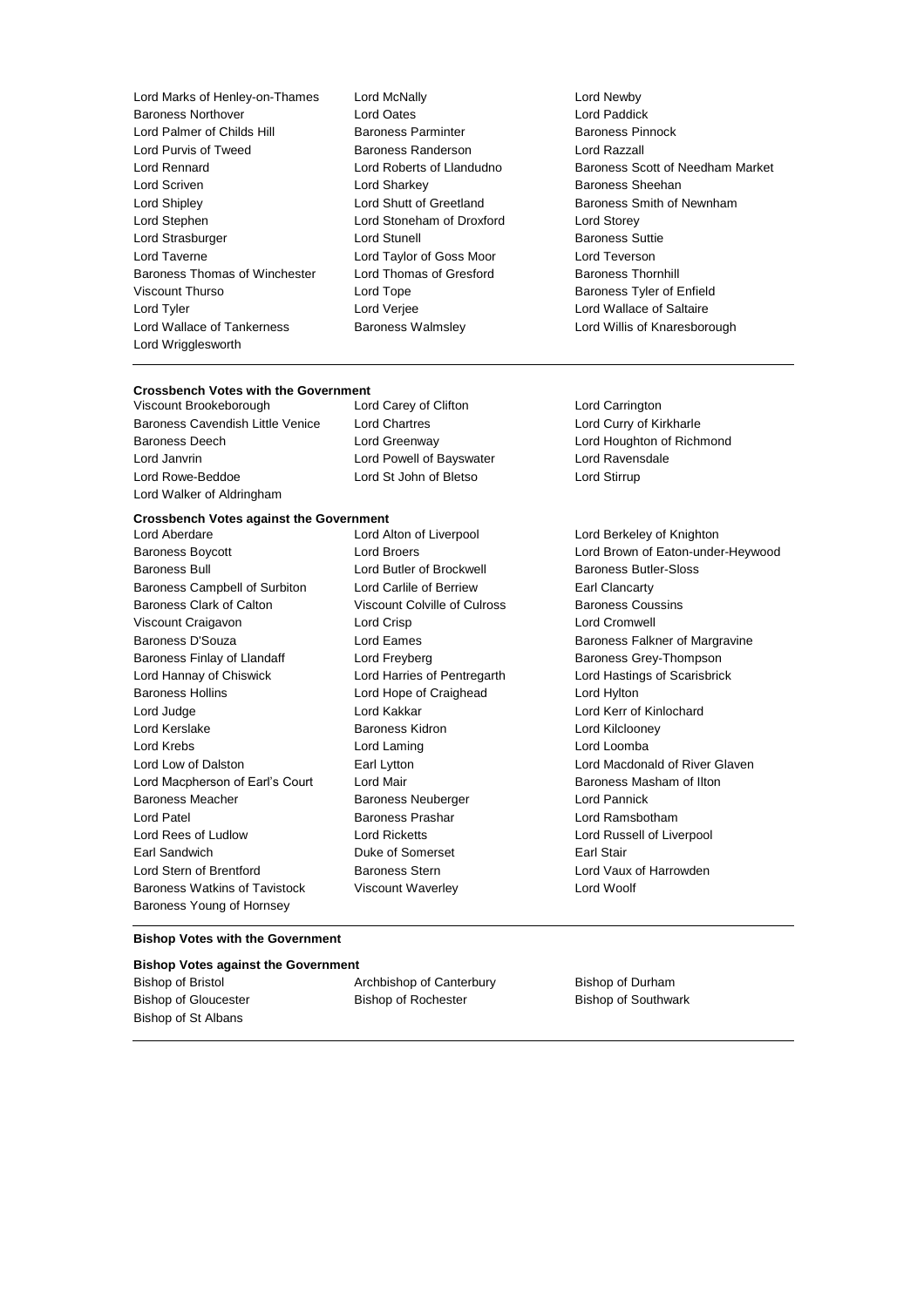Lord Marks of Henley-on-Thames
Lord McNally
Lord Newby
Baroness Northover
Lord Oates
Lord Paddick
Lord Palmer of Childs Hill
Baroness Parminter
Baroness Pinnock
Lord Purvis of Tweed
Baroness Randerson
Lord Razzall
Lord Rennard
Lord Roberts of Llandudno
Baroness Scott of Needham Market
Lord Scriven
Lord Sharkey
Baroness Sheehan
Lord Shipley
Lord Shutt of Greetland
Baroness Smith of Newnham
Lord Stephen
Lord Stoneham of Droxford
Lord Storey
Lord Strasburger
Lord Stunell
Baroness Suttie
Lord Taverne
Lord Taylor of Goss Moor
Lord Teverson
Baroness Thomas of Winchester
Lord Thomas of Gresford
Baroness Thornhill
Viscount Thurso
Lord Tope
Baroness Tyler of Enfield
Lord Tyler
Lord Verjee
Lord Wallace of Saltaire
Lord Wallace of Tankerness
Baroness Walmsley
Lord Willis of Knaresborough
Lord Wrigglesworth

**Crossbench Votes with the Government**

Viscount Brookeborough
Lord Carey of Clifton
Lord Carrington
Baroness Cavendish Little Venice
Lord Chartres
Lord Curry of Kirkharle
Baroness Deech
Lord Greenway
Lord Houghton of Richmond
Lord Janvrin
Lord Powell of Bayswater
Lord Ravensdale
Lord Rowe-Beddoe
Lord St John of Bletso
Lord Stirrup
Lord Walker of Aldringham

**Crossbench Votes against the Government**

Lord Aberdare
Lord Alton of Liverpool
Lord Berkeley of Knighton
Baroness Boycott
Lord Broers
Lord Brown of Eaton-under-Heywood
Baroness Bull
Lord Butler of Brockwell
Baroness Butler-Sloss
Baroness Campbell of Surbiton
Lord Carlile of Berriew
Earl Clancarty
Baroness Clark of Calton
Viscount Colville of Culross
Baroness Coussins
Viscount Craigavon
Lord Crisp
Lord Cromwell
Baroness D'Souza
Lord Eames
Baroness Falkner of Margravine
Baroness Finlay of Llandaff
Lord Freyberg
Baroness Grey-Thompson
Lord Hannay of Chiswick
Lord Harries of Pentregarth
Lord Hastings of Scarisbrick
Baroness Hollins
Lord Hope of Craighead
Lord Hylton
Lord Judge
Lord Kakkar
Lord Kerr of Kinlochard
Lord Kerslake
Baroness Kidron
Lord Kilclooney
Lord Krebs
Lord Laming
Lord Loomba
Lord Low of Dalston
Earl Lytton
Lord Macdonald of River Glaven
Lord Macpherson of Earl's Court
Lord Mair
Baroness Masham of Ilton
Baroness Meacher
Baroness Neuberger
Lord Pannick
Lord Patel
Baroness Prashar
Lord Ramsbotham
Lord Rees of Ludlow
Lord Ricketts
Lord Russell of Liverpool
Earl Sandwich
Duke of Somerset
Earl Stair
Lord Stern of Brentford
Baroness Stern
Lord Vaux of Harrowden
Baroness Watkins of Tavistock
Viscount Waverley
Lord Woolf
Baroness Young of Hornsey

**Bishop Votes with the Government**

**Bishop Votes against the Government**

Bishop of Bristol
Archbishop of Canterbury
Bishop of Durham
Bishop of Gloucester
Bishop of Rochester
Bishop of Southwark
Bishop of St Albans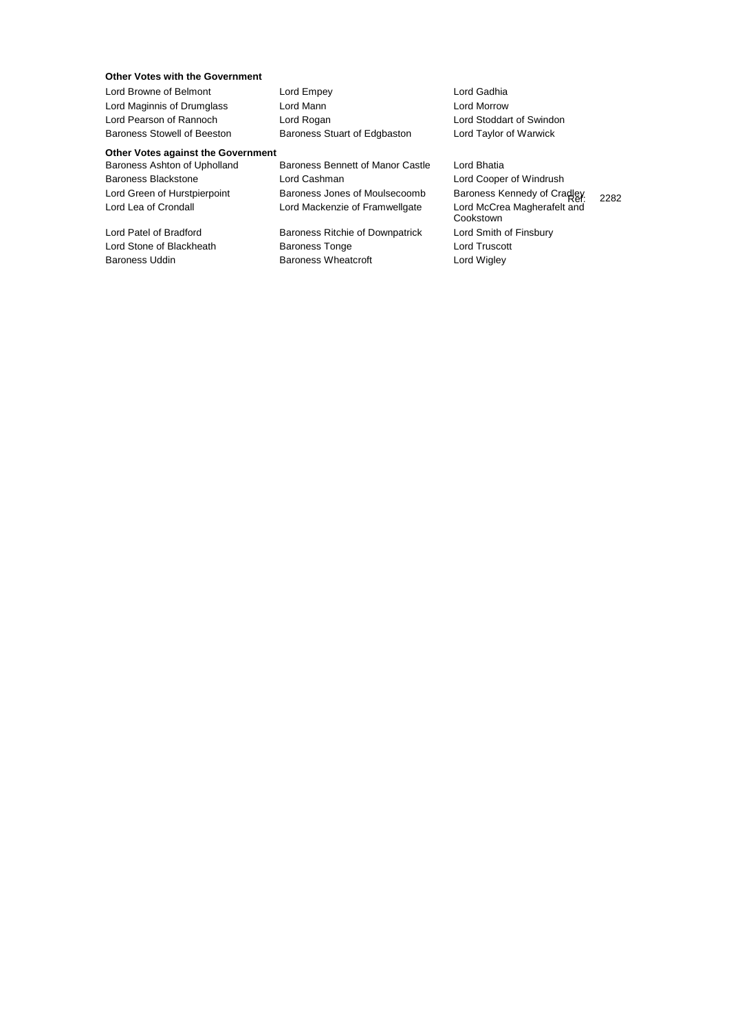**Other Votes with the Government**

| | | |
|---|---|---|
| Lord Browne of Belmont | Lord Empey | Lord Gadhia |
| Lord Maginnis of Drumglass | Lord Mann | Lord Morrow |
| Lord Pearson of Rannoch | Lord Rogan | Lord Stoddart of Swindon |
| Baroness Stowell of Beeston | Baroness Stuart of Edgbaston | Lord Taylor of Warwick |

**Other Votes against the Government**

| | | |
|---|---|---|
| Baroness Ashton of Upholland | Baroness Bennett of Manor Castle | Lord Bhatia |
| Baroness Blackstone | Lord Cashman | Lord Cooper of Windrush |
| Lord Green of Hurstpierpoint | Baroness Jones of Moulsecoomb | Baroness Kennedy of Cradley |
| Lord Lea of Crondall | Lord Mackenzie of Framwellgate | Lord McCrea Magherafelt and Cookstown |
| Lord Patel of Bradford | Baroness Ritchie of Downpatrick | Lord Smith of Finsbury |
| Lord Stone of Blackheath | Baroness Tonge | Lord Truscott |
| Baroness Uddin | Baroness Wheatcroft | Lord Wigley |

Ref: 2282